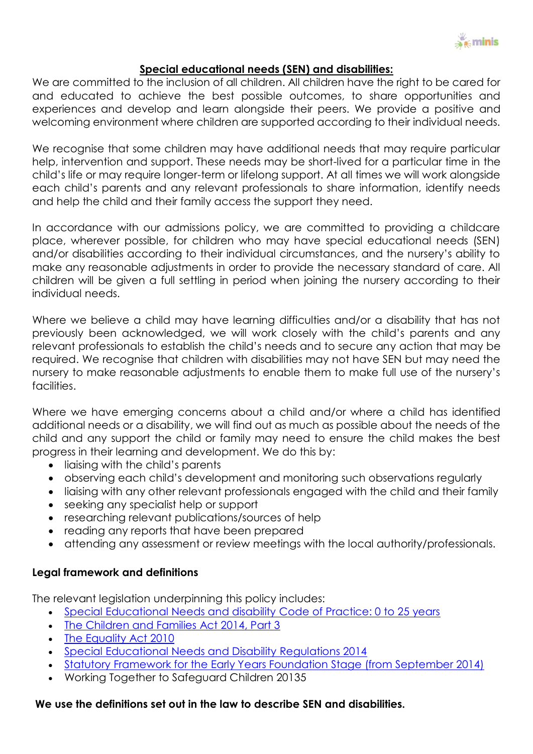## Special educational needs (SEN) and disabilities:

We are committed to the inclusion of all children. All children have the right to be cared for and educated to achieve the best possible outcomes, to share opportunities and experiences and develop and learn alongside their peers. We provide a positive and welcoming environment where children are supported according to their individual needs.

We recognise that some children may have additional needs that may require particular help, intervention and support. These needs may be short-lived for a particular time in the child's life or may require longer-term or lifelong support. At all times we will work alongside each child's parents and any relevant professionals to share information, identify needs and help the child and their family access the support they need.

In accordance with our admissions policy, we are committed to providing a childcare place, wherever possible, for children who may have special educational needs (SEN) and/or disabilities according to their individual circumstances, and the nursery's ability to make any reasonable adjustments in order to provide the necessary standard of care. All children will be given a full settling in period when joining the nursery according to their individual needs.

Where we believe a child may have learning difficulties and/or a disability that has not previously been acknowledged, we will work closely with the child's parents and any relevant professionals to establish the child's needs and to secure any action that may be required. We recognise that children with disabilities may not have SEN but may need the nursery to make reasonable adjustments to enable them to make full use of the nursery's facilities.

Where we have emerging concerns about a child and/or where a child has identified additional needs or a disability, we will find out as much as possible about the needs of the child and any support the child or family may need to ensure the child makes the best progress in their learning and development. We do this by:

- liaising with the child's parents
- observing each child's development and monitoring such observations regularly
- liaising with any other relevant professionals engaged with the child and their family
- seeking any specialist help or support
- researching relevant publications/sources of help
- reading any reports that have been prepared
- attending any assessment or review meetings with the local authority/professionals.

### Legal framework and definitions

The relevant legislation underpinning this policy includes:

- Special Educational Needs and disability Code of Practice: 0 to 25 years
- The Children and Families Act 2014, Part 3
- The Equality Act 2010
- Special Educational Needs and Disability Regulations 2014
- Statutory Framework for the Early Years Foundation Stage (from September 2014)
- Working Together to Safeguard Children 20135

**We use the definitions set out in the law to describe SEN and disabilities.**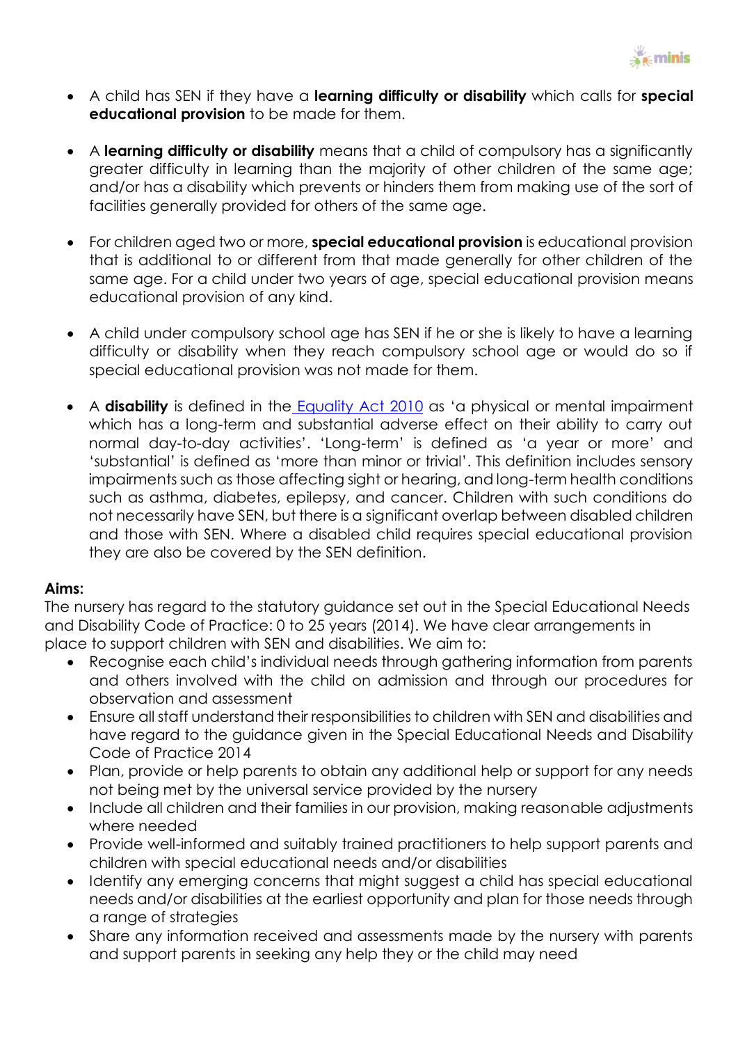- A child has SEN if they have a **learning difficulty or disability** which calls for **special educational provision** to be made for them.

- A **learning difficulty or disability** means that a child of compulsory has a significantly greater difficulty in learning than the majority of other children of the same age; and/or has a disability which prevents or hinders them from making use of the sort of facilities generally provided for others of the same age.

- For children aged two or more, **special educational provision** is educational provision that is additional to or different from that made generally for other children of the same age. For a child under two years of age, special educational provision means educational provision of any kind.

- A child under compulsory school age has SEN if he or she is likely to have a learning difficulty or disability when they reach compulsory school age or would do so if special educational provision was not made for them.

- A **disability** is defined in the [Equality Act 2010](Equality Act 2010) as 'a physical or mental impairment which has a long-term and substantial adverse effect on their ability to carry out normal day-to-day activities'. 'Long-term' is defined as 'a year or more' and 'substantial' is defined as 'more than minor or trivial'. This definition includes sensory impairments such as those affecting sight or hearing, and long-term health conditions such as asthma, diabetes, epilepsy, and cancer. Children with such conditions do not necessarily have SEN, but there is a significant overlap between disabled children and those with SEN. Where a disabled child requires special educational provision they are also be covered by the SEN definition.

**Aims:**

The nursery has regard to the statutory guidance set out in the Special Educational Needs and Disability Code of Practice: 0 to 25 years (2014). We have clear arrangements in place to support children with SEN and disabilities. We aim to:

- Recognise each child's individual needs through gathering information from parents and others involved with the child on admission and through our procedures for observation and assessment
- Ensure all staff understand their responsibilities to children with SEN and disabilities and have regard to the guidance given in the Special Educational Needs and Disability Code of Practice 2014
- Plan, provide or help parents to obtain any additional help or support for any needs not being met by the universal service provided by the nursery
- Include all children and their families in our provision, making reasonable adjustments where needed
- Provide well-informed and suitably trained practitioners to help support parents and children with special educational needs and/or disabilities
- Identify any emerging concerns that might suggest a child has special educational needs and/or disabilities at the earliest opportunity and plan for those needs through a range of strategies
- Share any information received and assessments made by the nursery with parents and support parents in seeking any help they or the child may need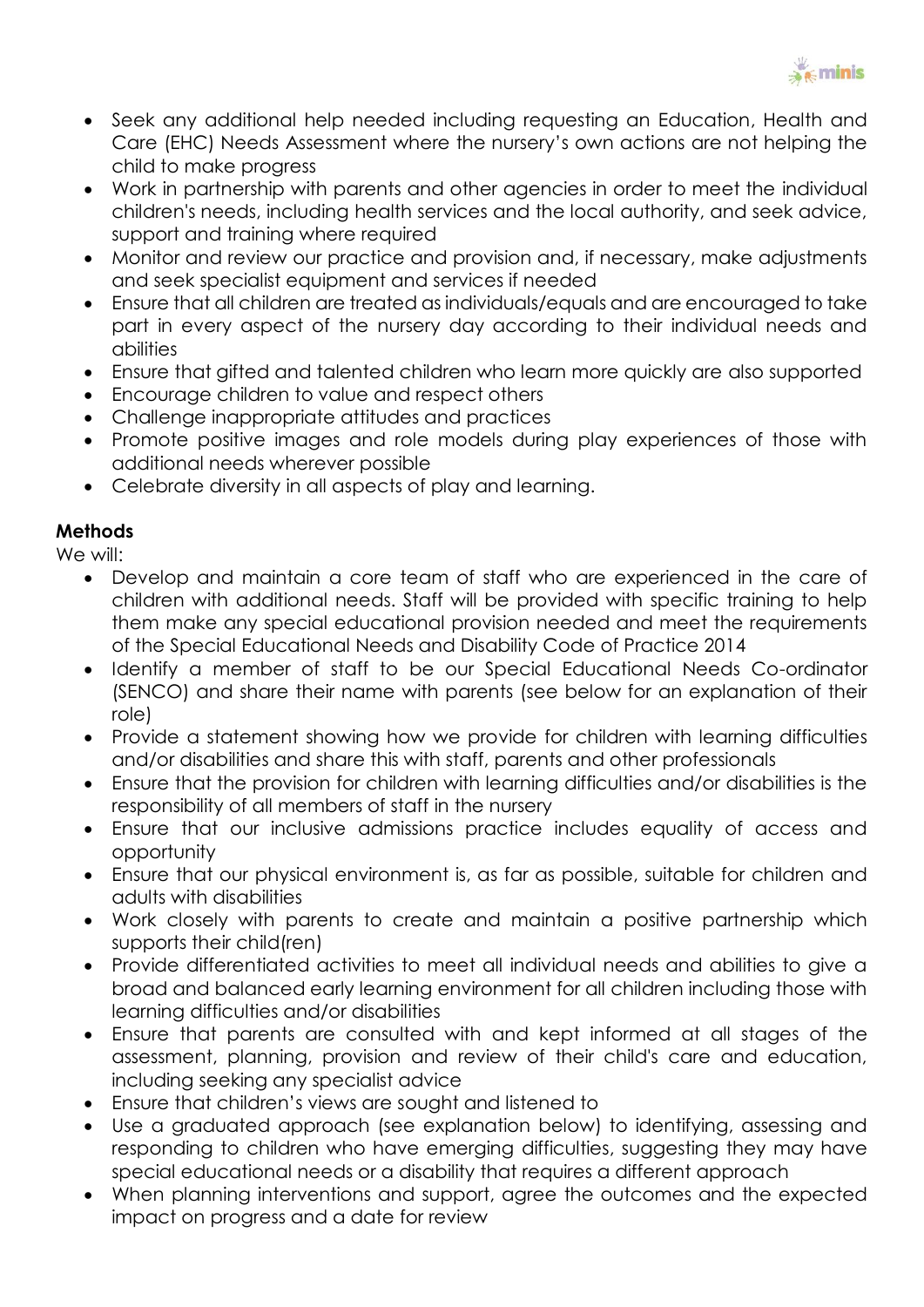- Seek any additional help needed including requesting an Education, Health and Care (EHC) Needs Assessment where the nursery's own actions are not helping the child to make progress
- Work in partnership with parents and other agencies in order to meet the individual children's needs, including health services and the local authority, and seek advice, support and training where required
- Monitor and review our practice and provision and, if necessary, make adjustments and seek specialist equipment and services if needed
- Ensure that all children are treated as individuals/equals and are encouraged to take part in every aspect of the nursery day according to their individual needs and abilities
- Ensure that gifted and talented children who learn more quickly are also supported
- Encourage children to value and respect others
- Challenge inappropriate attitudes and practices
- Promote positive images and role models during play experiences of those with additional needs wherever possible
- Celebrate diversity in all aspects of play and learning.

**Methods**

We will:

- Develop and maintain a core team of staff who are experienced in the care of children with additional needs. Staff will be provided with specific training to help them make any special educational provision needed and meet the requirements of the Special Educational Needs and Disability Code of Practice 2014
- Identify a member of staff to be our Special Educational Needs Co-ordinator (SENCO) and share their name with parents (see below for an explanation of their role)
- Provide a statement showing how we provide for children with learning difficulties and/or disabilities and share this with staff, parents and other professionals
- Ensure that the provision for children with learning difficulties and/or disabilities is the responsibility of all members of staff in the nursery
- Ensure that our inclusive admissions practice includes equality of access and opportunity
- Ensure that our physical environment is, as far as possible, suitable for children and adults with disabilities
- Work closely with parents to create and maintain a positive partnership which supports their child(ren)
- Provide differentiated activities to meet all individual needs and abilities to give a broad and balanced early learning environment for all children including those with learning difficulties and/or disabilities
- Ensure that parents are consulted with and kept informed at all stages of the assessment, planning, provision and review of their child's care and education, including seeking any specialist advice
- Ensure that children's views are sought and listened to
- Use a graduated approach (see explanation below) to identifying, assessing and responding to children who have emerging difficulties, suggesting they may have special educational needs or a disability that requires a different approach
- When planning interventions and support, agree the outcomes and the expected impact on progress and a date for review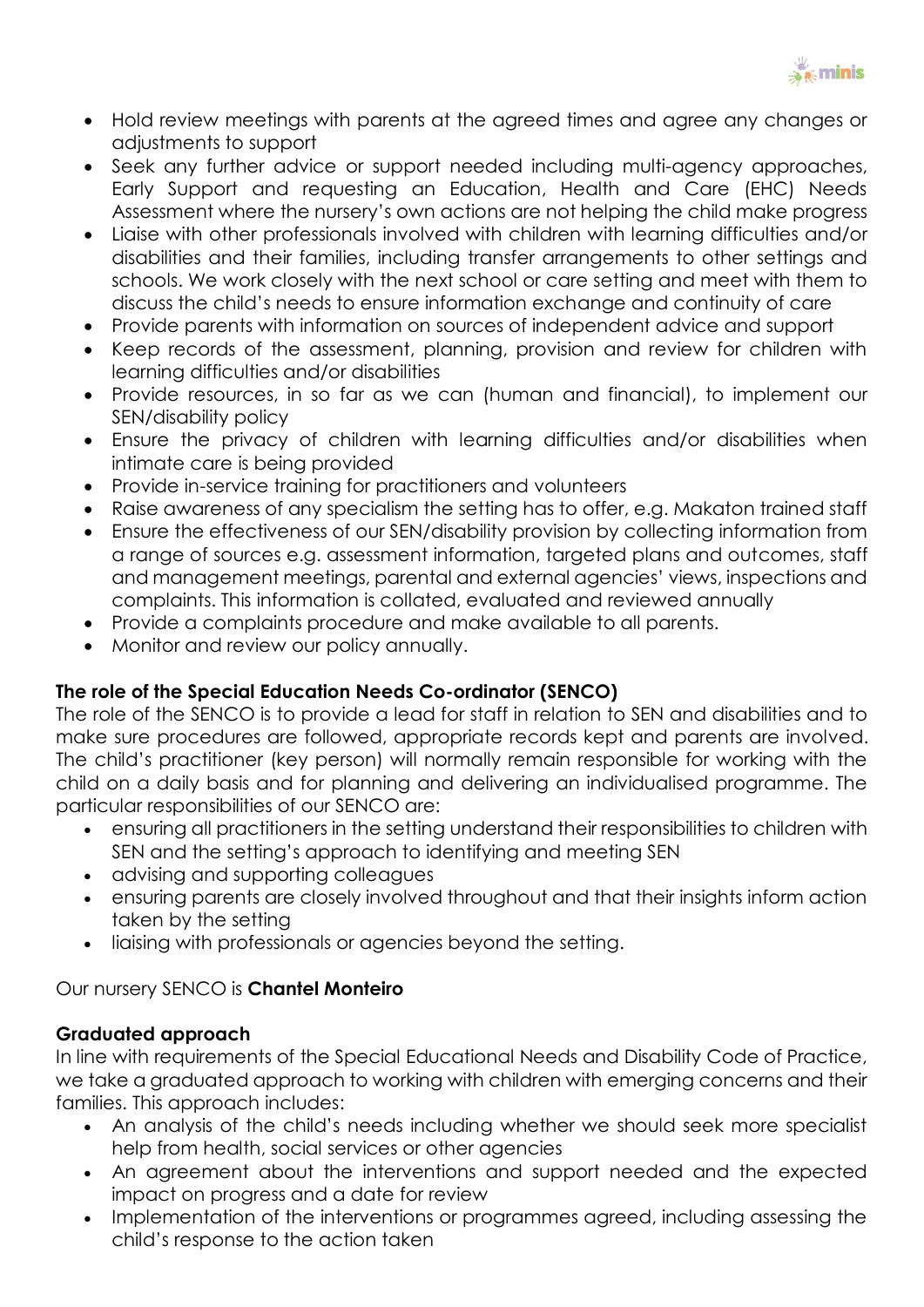- Hold review meetings with parents at the agreed times and agree any changes or adjustments to support
- Seek any further advice or support needed including multi-agency approaches, Early Support and requesting an Education, Health and Care (EHC) Needs Assessment where the nursery's own actions are not helping the child make progress
- Liaise with other professionals involved with children with learning difficulties and/or disabilities and their families, including transfer arrangements to other settings and schools. We work closely with the next school or care setting and meet with them to discuss the child's needs to ensure information exchange and continuity of care
- Provide parents with information on sources of independent advice and support
- Keep records of the assessment, planning, provision and review for children with learning difficulties and/or disabilities
- Provide resources, in so far as we can (human and financial), to implement our SEN/disability policy
- Ensure the privacy of children with learning difficulties and/or disabilities when intimate care is being provided
- Provide in-service training for practitioners and volunteers
- Raise awareness of any specialism the setting has to offer, e.g. Makaton trained staff
- Ensure the effectiveness of our SEN/disability provision by collecting information from a range of sources e.g. assessment information, targeted plans and outcomes, staff and management meetings, parental and external agencies' views, inspections and complaints. This information is collated, evaluated and reviewed annually
- Provide a complaints procedure and make available to all parents.
- Monitor and review our policy annually.

**The role of the Special Education Needs Co-ordinator (SENCO)**

The role of the SENCO is to provide a lead for staff in relation to SEN and disabilities and to make sure procedures are followed, appropriate records kept and parents are involved. The child's practitioner (key person) will normally remain responsible for working with the child on a daily basis and for planning and delivering an individualised programme. The particular responsibilities of our SENCO are:

- ensuring all practitioners in the setting understand their responsibilities to children with SEN and the setting's approach to identifying and meeting SEN
- advising and supporting colleagues
- ensuring parents are closely involved throughout and that their insights inform action taken by the setting
- liaising with professionals or agencies beyond the setting.

Our nursery SENCO is **Chantel Monteiro**

**Graduated approach**

In line with requirements of the Special Educational Needs and Disability Code of Practice, we take a graduated approach to working with children with emerging concerns and their families. This approach includes:

- An analysis of the child's needs including whether we should seek more specialist help from health, social services or other agencies
- An agreement about the interventions and support needed and the expected impact on progress and a date for review
- Implementation of the interventions or programmes agreed, including assessing the child's response to the action taken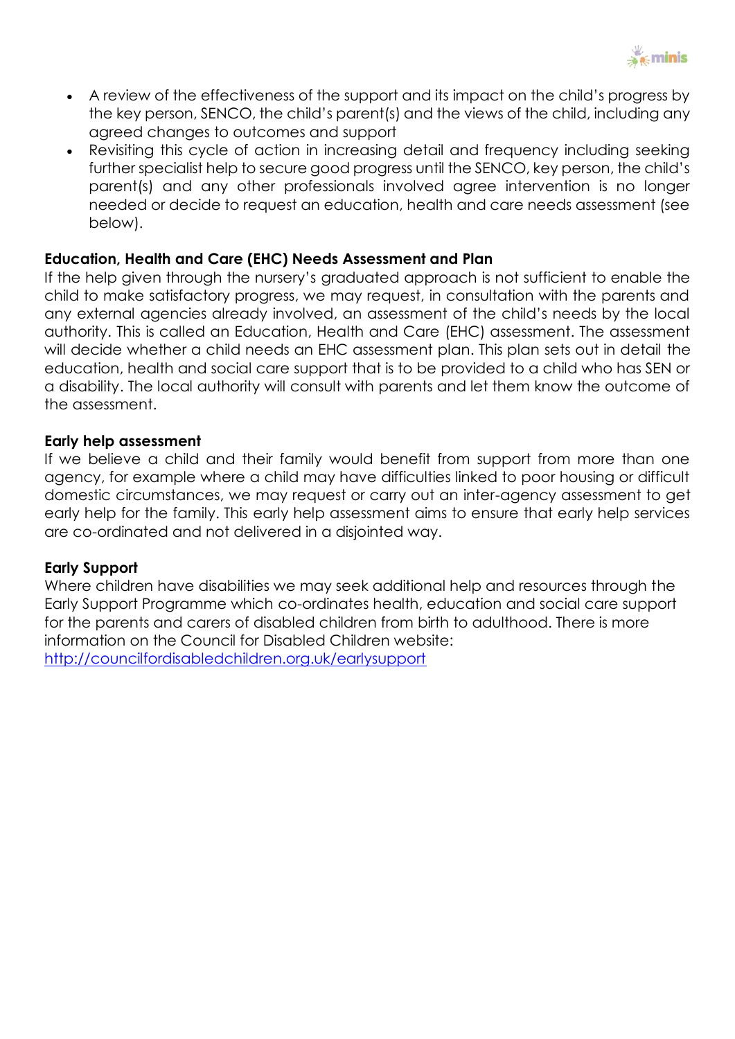- A review of the effectiveness of the support and its impact on the child's progress by the key person, SENCO, the child's parent(s) and the views of the child, including any agreed changes to outcomes and support
- Revisiting this cycle of action in increasing detail and frequency including seeking further specialist help to secure good progress until the SENCO, key person, the child's parent(s) and any other professionals involved agree intervention is no longer needed or decide to request an education, health and care needs assessment (see below).

**Education, Health and Care (EHC) Needs Assessment and Plan**

If the help given through the nursery's graduated approach is not sufficient to enable the child to make satisfactory progress, we may request, in consultation with the parents and any external agencies already involved, an assessment of the child's needs by the local authority. This is called an Education, Health and Care (EHC) assessment. The assessment will decide whether a child needs an EHC assessment plan. This plan sets out in detail the education, health and social care support that is to be provided to a child who has SEN or a disability. The local authority will consult with parents and let them know the outcome of the assessment.

**Early help assessment**

If we believe a child and their family would benefit from support from more than one agency, for example where a child may have difficulties linked to poor housing or difficult domestic circumstances, we may request or carry out an inter-agency assessment to get early help for the family. This early help assessment aims to ensure that early help services are co-ordinated and not delivered in a disjointed way.

**Early Support**

Where children have disabilities we may seek additional help and resources through the Early Support Programme which co-ordinates health, education and social care support for the parents and carers of disabled children from birth to adulthood. There is more information on the Council for Disabled Children website: [http://councilfordisabledchildren.org.uk/earlysupport](http://councilfordisabledchildren.org.uk/earlysupport)